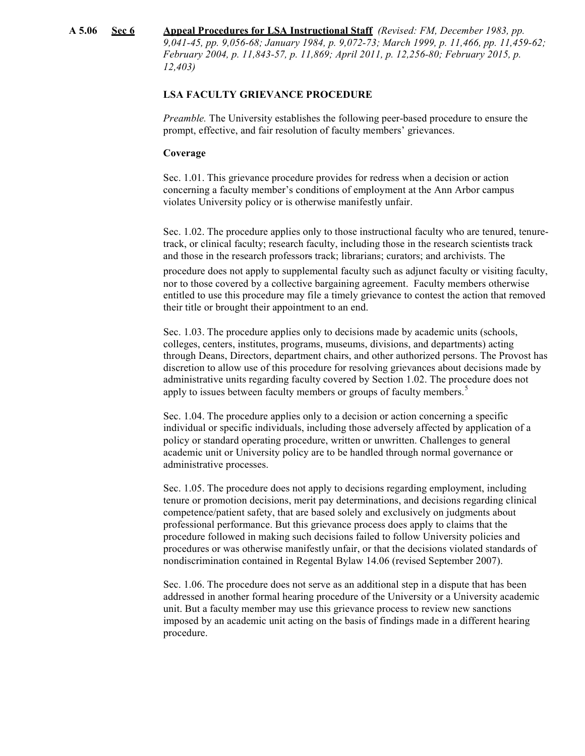**A 5.06 Sec 6 Appeal Procedures for LSA Instructional Staff** *(Revised: FM, December 1983, pp. 9,041-45, pp. 9,056-68; January 1984, p. 9,072-73; March 1999, p. 11,466, pp. 11,459-62; February 2004, p. 11,843-57, p. 11,869; April 2011, p. 12,256-80; February 2015, p. 12,403)*

## LSA FACULTY GRIEVANCE PROCEDURE

*Preamble.* The University establishes the following peer-based procedure to ensure the prompt, effective, and fair resolution of faculty members' grievances.

### Coverage

Sec. 1.01. This grievance procedure provides for redress when a decision or action concerning a faculty member's conditions of employment at the Ann Arbor campus violates University policy or is otherwise manifestly unfair.

Sec. 1.02. The procedure applies only to those instructional faculty who are tenured, tenure-track, or clinical faculty; research faculty, including those in the research scientists track and those in the research professors track; librarians; curators; and archivists. The procedure does not apply to supplemental faculty such as adjunct faculty or visiting faculty, nor to those covered by a collective bargaining agreement. Faculty members otherwise entitled to use this procedure may file a timely grievance to contest the action that removed their title or brought their appointment to an end.

Sec. 1.03. The procedure applies only to decisions made by academic units (schools, colleges, centers, institutes, programs, museums, divisions, and departments) acting through Deans, Directors, department chairs, and other authorized persons. The Provost has discretion to allow use of this procedure for resolving grievances about decisions made by administrative units regarding faculty covered by Section 1.02. The procedure does not apply to issues between faculty members or groups of faculty members.[5]

Sec. 1.04. The procedure applies only to a decision or action concerning a specific individual or specific individuals, including those adversely affected by application of a policy or standard operating procedure, written or unwritten. Challenges to general academic unit or University policy are to be handled through normal governance or administrative processes.

Sec. 1.05. The procedure does not apply to decisions regarding employment, including tenure or promotion decisions, merit pay determinations, and decisions regarding clinical competence/patient safety, that are based solely and exclusively on judgments about professional performance. But this grievance process does apply to claims that the procedure followed in making such decisions failed to follow University policies and procedures or was otherwise manifestly unfair, or that the decisions violated standards of nondiscrimination contained in Regental Bylaw 14.06 (revised September 2007).

Sec. 1.06. The procedure does not serve as an additional step in a dispute that has been addressed in another formal hearing procedure of the University or a University academic unit. But a faculty member may use this grievance process to review new sanctions imposed by an academic unit acting on the basis of findings made in a different hearing procedure.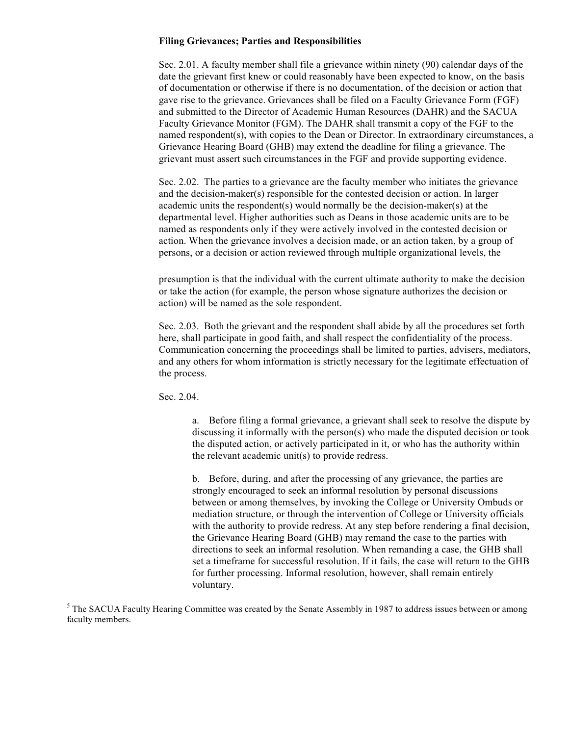**Filing Grievances; Parties and Responsibilities**

Sec. 2.01. A faculty member shall file a grievance within ninety (90) calendar days of the date the grievant first knew or could reasonably have been expected to know, on the basis of documentation or otherwise if there is no documentation, of the decision or action that gave rise to the grievance. Grievances shall be filed on a Faculty Grievance Form (FGF) and submitted to the Director of Academic Human Resources (DAHR) and the SACUA Faculty Grievance Monitor (FGM). The DAHR shall transmit a copy of the FGF to the named respondent(s), with copies to the Dean or Director. In extraordinary circumstances, a Grievance Hearing Board (GHB) may extend the deadline for filing a grievance. The grievant must assert such circumstances in the FGF and provide supporting evidence.

Sec. 2.02. The parties to a grievance are the faculty member who initiates the grievance and the decision-maker(s) responsible for the contested decision or action. In larger academic units the respondent(s) would normally be the decision-maker(s) at the departmental level. Higher authorities such as Deans in those academic units are to be named as respondents only if they were actively involved in the contested decision or action. When the grievance involves a decision made, or an action taken, by a group of persons, or a decision or action reviewed through multiple organizational levels, the presumption is that the individual with the current ultimate authority to make the decision or take the action (for example, the person whose signature authorizes the decision or action) will be named as the sole respondent.

Sec. 2.03. Both the grievant and the respondent shall abide by all the procedures set forth here, shall participate in good faith, and shall respect the confidentiality of the process. Communication concerning the proceedings shall be limited to parties, advisers, mediators, and any others for whom information is strictly necessary for the legitimate effectuation of the process.

Sec. 2.04.

a. Before filing a formal grievance, a grievant shall seek to resolve the dispute by discussing it informally with the person(s) who made the disputed decision or took the disputed action, or actively participated in it, or who has the authority within the relevant academic unit(s) to provide redress.

b. Before, during, and after the processing of any grievance, the parties are strongly encouraged to seek an informal resolution by personal discussions between or among themselves, by invoking the College or University Ombuds or mediation structure, or through the intervention of College or University officials with the authority to provide redress. At any step before rendering a final decision, the Grievance Hearing Board (GHB) may remand the case to the parties with directions to seek an informal resolution. When remanding a case, the GHB shall set a timeframe for successful resolution. If it fails, the case will return to the GHB for further processing. Informal resolution, however, shall remain entirely voluntary.

[5] The SACUA Faculty Hearing Committee was created by the Senate Assembly in 1987 to address issues between or among faculty members.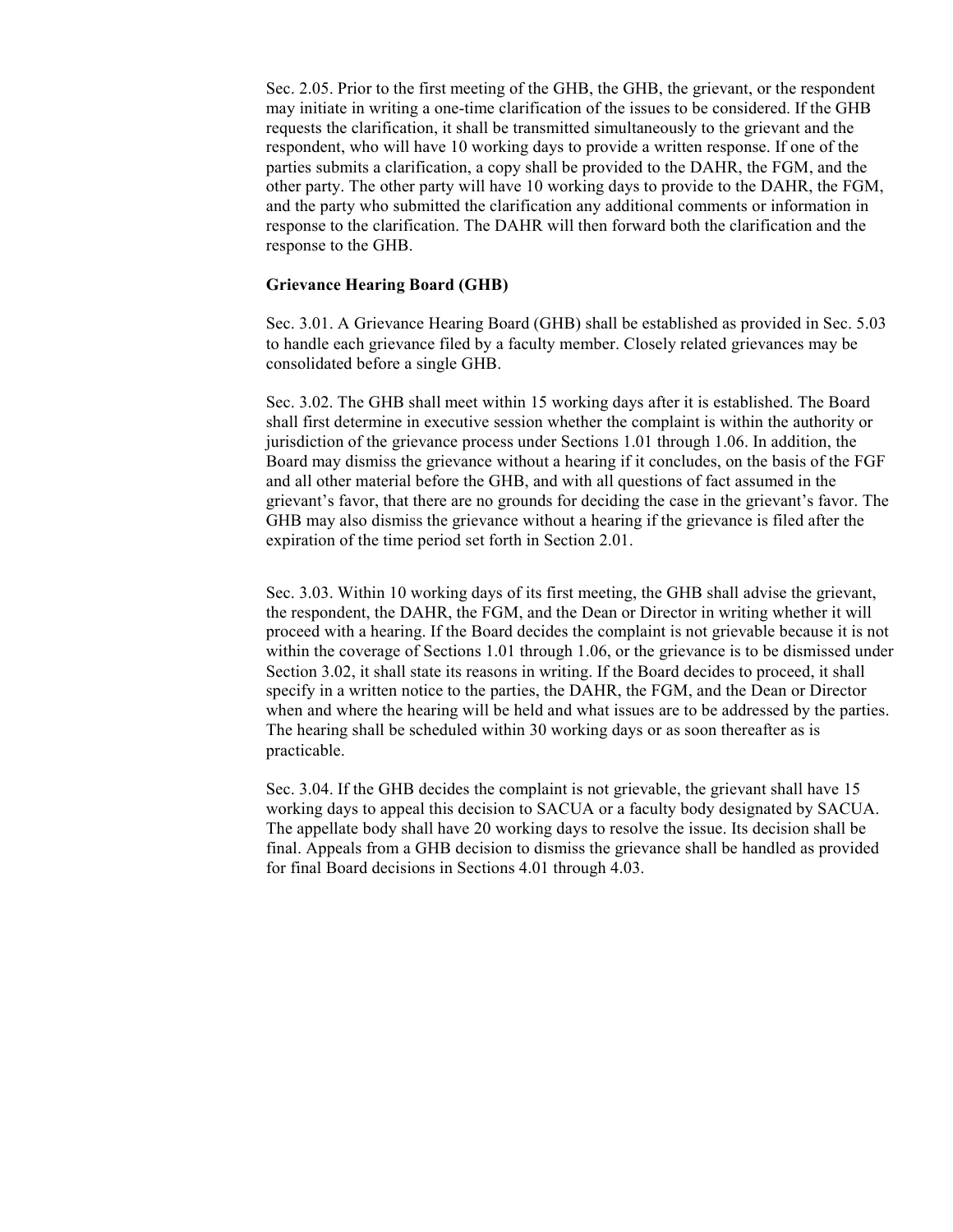Sec. 2.05. Prior to the first meeting of the GHB, the GHB, the grievant, or the respondent may initiate in writing a one-time clarification of the issues to be considered. If the GHB requests the clarification, it shall be transmitted simultaneously to the grievant and the respondent, who will have 10 working days to provide a written response. If one of the parties submits a clarification, a copy shall be provided to the DAHR, the FGM, and the other party. The other party will have 10 working days to provide to the DAHR, the FGM, and the party who submitted the clarification any additional comments or information in response to the clarification. The DAHR will then forward both the clarification and the response to the GHB.

**Grievance Hearing Board (GHB)**

Sec. 3.01. A Grievance Hearing Board (GHB) shall be established as provided in Sec. 5.03 to handle each grievance filed by a faculty member. Closely related grievances may be consolidated before a single GHB.

Sec. 3.02. The GHB shall meet within 15 working days after it is established. The Board shall first determine in executive session whether the complaint is within the authority or jurisdiction of the grievance process under Sections 1.01 through 1.06. In addition, the Board may dismiss the grievance without a hearing if it concludes, on the basis of the FGF and all other material before the GHB, and with all questions of fact assumed in the grievant's favor, that there are no grounds for deciding the case in the grievant's favor. The GHB may also dismiss the grievance without a hearing if the grievance is filed after the expiration of the time period set forth in Section 2.01.

Sec. 3.03. Within 10 working days of its first meeting, the GHB shall advise the grievant, the respondent, the DAHR, the FGM, and the Dean or Director in writing whether it will proceed with a hearing. If the Board decides the complaint is not grievable because it is not within the coverage of Sections 1.01 through 1.06, or the grievance is to be dismissed under Section 3.02, it shall state its reasons in writing. If the Board decides to proceed, it shall specify in a written notice to the parties, the DAHR, the FGM, and the Dean or Director when and where the hearing will be held and what issues are to be addressed by the parties. The hearing shall be scheduled within 30 working days or as soon thereafter as is practicable.

Sec. 3.04. If the GHB decides the complaint is not grievable, the grievant shall have 15 working days to appeal this decision to SACUA or a faculty body designated by SACUA. The appellate body shall have 20 working days to resolve the issue. Its decision shall be final. Appeals from a GHB decision to dismiss the grievance shall be handled as provided for final Board decisions in Sections 4.01 through 4.03.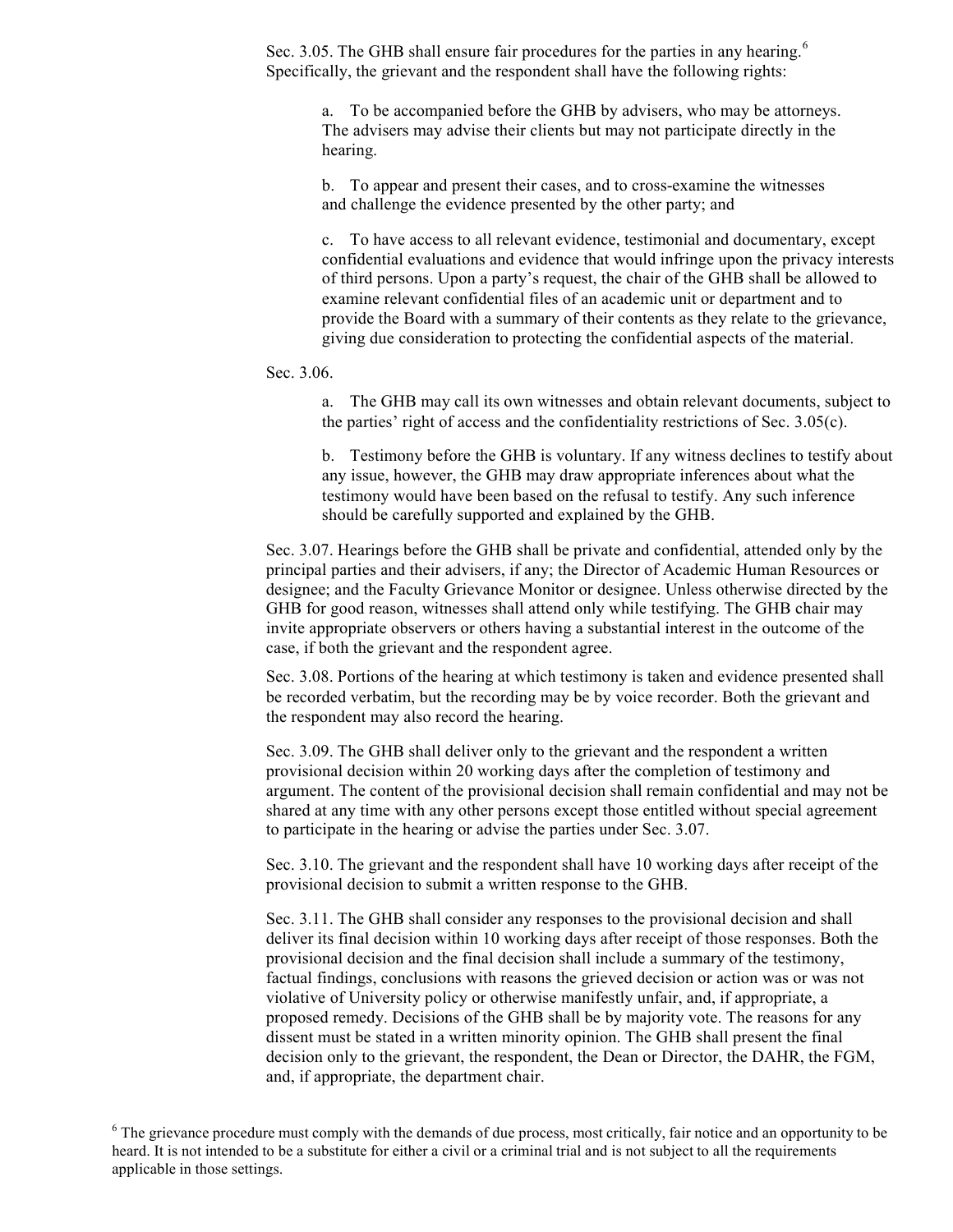Sec. 3.05. The GHB shall ensure fair procedures for the parties in any hearing.[6] Specifically, the grievant and the respondent shall have the following rights:

a. To be accompanied before the GHB by advisers, who may be attorneys. The advisers may advise their clients but may not participate directly in the hearing.

b. To appear and present their cases, and to cross-examine the witnesses and challenge the evidence presented by the other party; and

c. To have access to all relevant evidence, testimonial and documentary, except confidential evaluations and evidence that would infringe upon the privacy interests of third persons. Upon a party's request, the chair of the GHB shall be allowed to examine relevant confidential files of an academic unit or department and to provide the Board with a summary of their contents as they relate to the grievance, giving due consideration to protecting the confidential aspects of the material.

Sec. 3.06.

a. The GHB may call its own witnesses and obtain relevant documents, subject to the parties' right of access and the confidentiality restrictions of Sec. 3.05(c).

b. Testimony before the GHB is voluntary. If any witness declines to testify about any issue, however, the GHB may draw appropriate inferences about what the testimony would have been based on the refusal to testify. Any such inference should be carefully supported and explained by the GHB.

Sec. 3.07. Hearings before the GHB shall be private and confidential, attended only by the principal parties and their advisers, if any; the Director of Academic Human Resources or designee; and the Faculty Grievance Monitor or designee. Unless otherwise directed by the GHB for good reason, witnesses shall attend only while testifying. The GHB chair may invite appropriate observers or others having a substantial interest in the outcome of the case, if both the grievant and the respondent agree.

Sec. 3.08. Portions of the hearing at which testimony is taken and evidence presented shall be recorded verbatim, but the recording may be by voice recorder. Both the grievant and the respondent may also record the hearing.

Sec. 3.09. The GHB shall deliver only to the grievant and the respondent a written provisional decision within 20 working days after the completion of testimony and argument. The content of the provisional decision shall remain confidential and may not be shared at any time with any other persons except those entitled without special agreement to participate in the hearing or advise the parties under Sec. 3.07.

Sec. 3.10. The grievant and the respondent shall have 10 working days after receipt of the provisional decision to submit a written response to the GHB.

Sec. 3.11. The GHB shall consider any responses to the provisional decision and shall deliver its final decision within 10 working days after receipt of those responses. Both the provisional decision and the final decision shall include a summary of the testimony, factual findings, conclusions with reasons the grieved decision or action was or was not violative of University policy or otherwise manifestly unfair, and, if appropriate, a proposed remedy. Decisions of the GHB shall be by majority vote. The reasons for any dissent must be stated in a written minority opinion. The GHB shall present the final decision only to the grievant, the respondent, the Dean or Director, the DAHR, the FGM, and, if appropriate, the department chair.

[6] The grievance procedure must comply with the demands of due process, most critically, fair notice and an opportunity to be heard. It is not intended to be a substitute for either a civil or a criminal trial and is not subject to all the requirements applicable in those settings.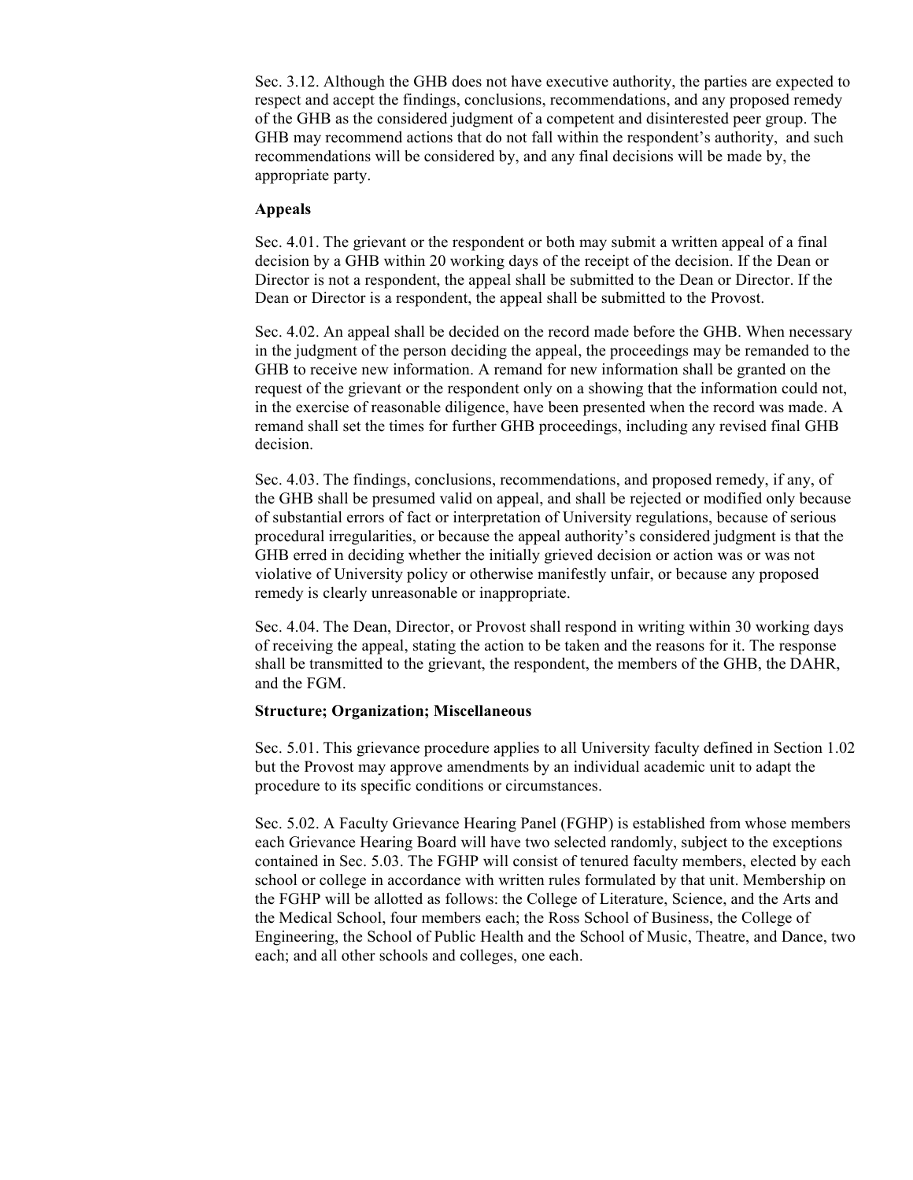Sec. 3.12. Although the GHB does not have executive authority, the parties are expected to respect and accept the findings, conclusions, recommendations, and any proposed remedy of the GHB as the considered judgment of a competent and disinterested peer group. The GHB may recommend actions that do not fall within the respondent's authority,  and such recommendations will be considered by, and any final decisions will be made by, the appropriate party.

**Appeals**

Sec. 4.01. The grievant or the respondent or both may submit a written appeal of a final decision by a GHB within 20 working days of the receipt of the decision. If the Dean or Director is not a respondent, the appeal shall be submitted to the Dean or Director. If the Dean or Director is a respondent, the appeal shall be submitted to the Provost.

Sec. 4.02. An appeal shall be decided on the record made before the GHB. When necessary in the judgment of the person deciding the appeal, the proceedings may be remanded to the GHB to receive new information. A remand for new information shall be granted on the request of the grievant or the respondent only on a showing that the information could not, in the exercise of reasonable diligence, have been presented when the record was made. A remand shall set the times for further GHB proceedings, including any revised final GHB decision.

Sec. 4.03. The findings, conclusions, recommendations, and proposed remedy, if any, of the GHB shall be presumed valid on appeal, and shall be rejected or modified only because of substantial errors of fact or interpretation of University regulations, because of serious procedural irregularities, or because the appeal authority's considered judgment is that the GHB erred in deciding whether the initially grieved decision or action was or was not violative of University policy or otherwise manifestly unfair, or because any proposed remedy is clearly unreasonable or inappropriate.

Sec. 4.04. The Dean, Director, or Provost shall respond in writing within 30 working days of receiving the appeal, stating the action to be taken and the reasons for it. The response shall be transmitted to the grievant, the respondent, the members of the GHB, the DAHR, and the FGM.

**Structure; Organization; Miscellaneous**

Sec. 5.01. This grievance procedure applies to all University faculty defined in Section 1.02 but the Provost may approve amendments by an individual academic unit to adapt the procedure to its specific conditions or circumstances.

Sec. 5.02. A Faculty Grievance Hearing Panel (FGHP) is established from whose members each Grievance Hearing Board will have two selected randomly, subject to the exceptions contained in Sec. 5.03. The FGHP will consist of tenured faculty members, elected by each school or college in accordance with written rules formulated by that unit. Membership on the FGHP will be allotted as follows: the College of Literature, Science, and the Arts and the Medical School, four members each; the Ross School of Business, the College of Engineering, the School of Public Health and the School of Music, Theatre, and Dance, two each; and all other schools and colleges, one each.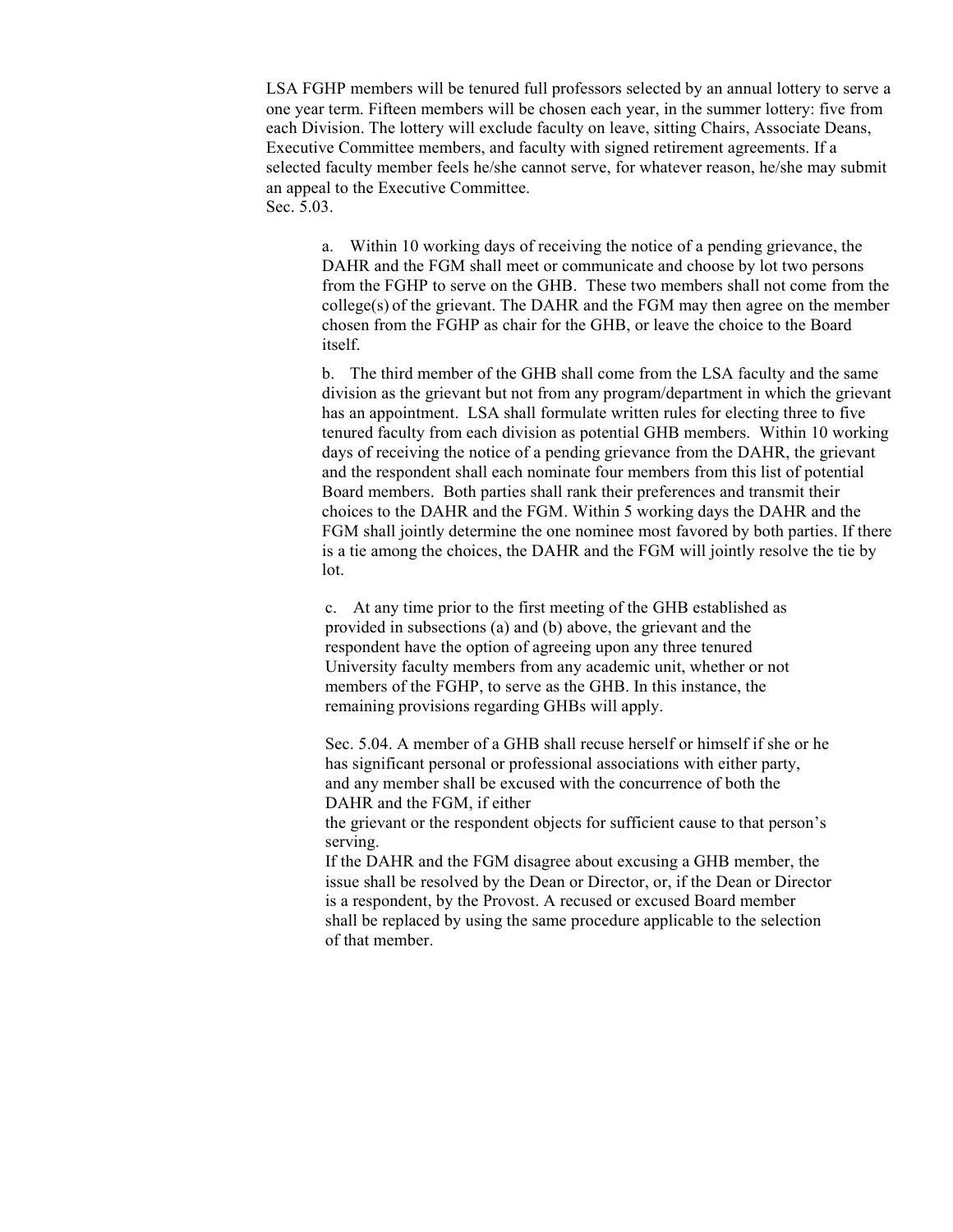LSA FGHP members will be tenured full professors selected by an annual lottery to serve a one year term. Fifteen members will be chosen each year, in the summer lottery: five from each Division. The lottery will exclude faculty on leave, sitting Chairs, Associate Deans, Executive Committee members, and faculty with signed retirement agreements. If a selected faculty member feels he/she cannot serve, for whatever reason, he/she may submit an appeal to the Executive Committee.

Sec. 5.03.

a. Within 10 working days of receiving the notice of a pending grievance, the DAHR and the FGM shall meet or communicate and choose by lot two persons from the FGHP to serve on the GHB. These two members shall not come from the college(s) of the grievant. The DAHR and the FGM may then agree on the member chosen from the FGHP as chair for the GHB, or leave the choice to the Board itself.

b. The third member of the GHB shall come from the LSA faculty and the same division as the grievant but not from any program/department in which the grievant has an appointment. LSA shall formulate written rules for electing three to five tenured faculty from each division as potential GHB members. Within 10 working days of receiving the notice of a pending grievance from the DAHR, the grievant and the respondent shall each nominate four members from this list of potential Board members. Both parties shall rank their preferences and transmit their choices to the DAHR and the FGM. Within 5 working days the DAHR and the FGM shall jointly determine the one nominee most favored by both parties. If there is a tie among the choices, the DAHR and the FGM will jointly resolve the tie by lot.

c. At any time prior to the first meeting of the GHB established as provided in subsections (a) and (b) above, the grievant and the respondent have the option of agreeing upon any three tenured University faculty members from any academic unit, whether or not members of the FGHP, to serve as the GHB. In this instance, the remaining provisions regarding GHBs will apply.

Sec. 5.04. A member of a GHB shall recuse herself or himself if she or he has significant personal or professional associations with either party, and any member shall be excused with the concurrence of both the DAHR and the FGM, if either the grievant or the respondent objects for sufficient cause to that person's serving.

If the DAHR and the FGM disagree about excusing a GHB member, the issue shall be resolved by the Dean or Director, or, if the Dean or Director is a respondent, by the Provost. A recused or excused Board member shall be replaced by using the same procedure applicable to the selection of that member.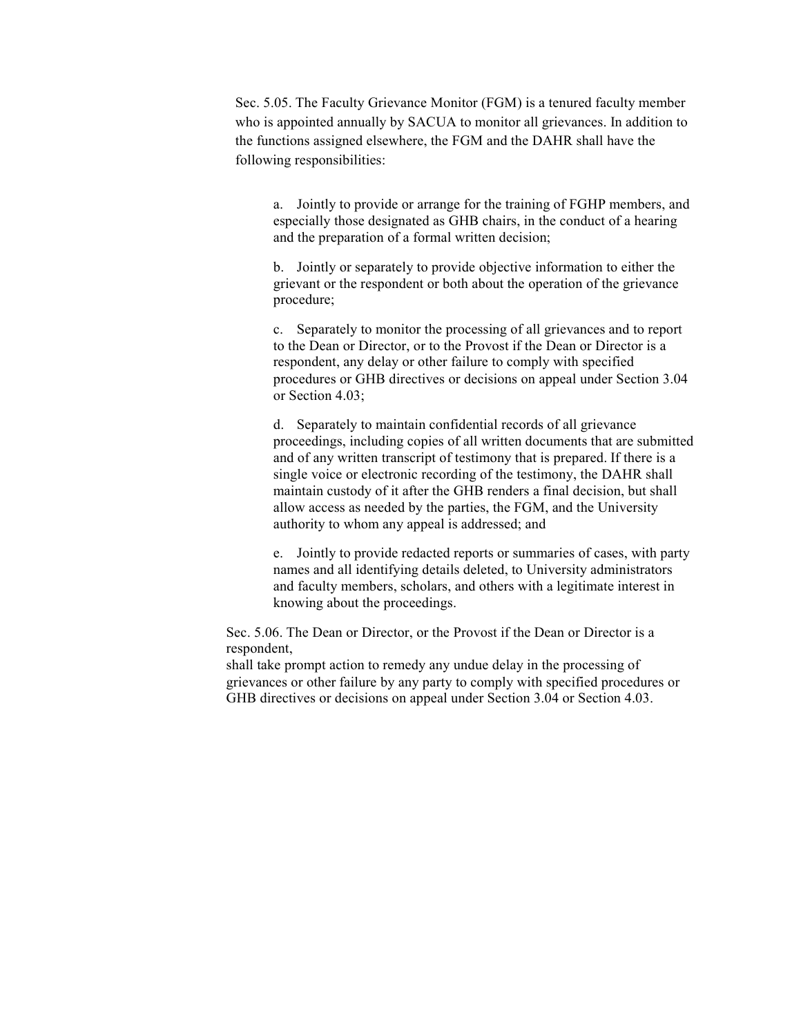Sec. 5.05. The Faculty Grievance Monitor (FGM) is a tenured faculty member who is appointed annually by SACUA to monitor all grievances. In addition to the functions assigned elsewhere, the FGM and the DAHR shall have the following responsibilities:

a. Jointly to provide or arrange for the training of FGHP members, and especially those designated as GHB chairs, in the conduct of a hearing and the preparation of a formal written decision;

b. Jointly or separately to provide objective information to either the grievant or the respondent or both about the operation of the grievance procedure;

c. Separately to monitor the processing of all grievances and to report to the Dean or Director, or to the Provost if the Dean or Director is a respondent, any delay or other failure to comply with specified procedures or GHB directives or decisions on appeal under Section 3.04 or Section 4.03;

d. Separately to maintain confidential records of all grievance proceedings, including copies of all written documents that are submitted and of any written transcript of testimony that is prepared. If there is a single voice or electronic recording of the testimony, the DAHR shall maintain custody of it after the GHB renders a final decision, but shall allow access as needed by the parties, the FGM, and the University authority to whom any appeal is addressed; and

e. Jointly to provide redacted reports or summaries of cases, with party names and all identifying details deleted, to University administrators and faculty members, scholars, and others with a legitimate interest in knowing about the proceedings.

Sec. 5.06. The Dean or Director, or the Provost if the Dean or Director is a respondent,
shall take prompt action to remedy any undue delay in the processing of grievances or other failure by any party to comply with specified procedures or GHB directives or decisions on appeal under Section 3.04 or Section 4.03.